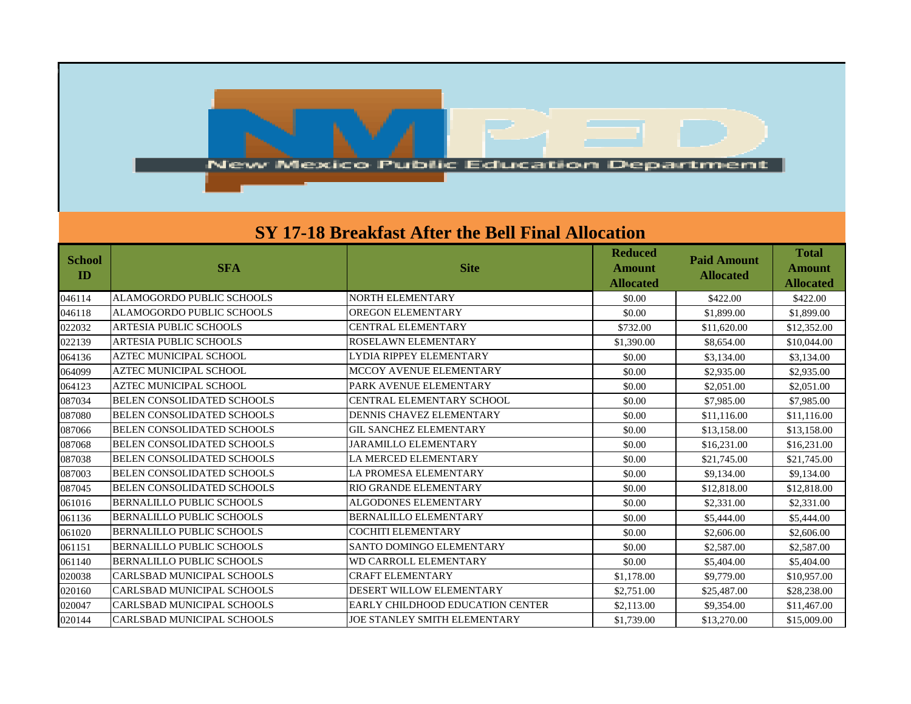New Mexico Public Education Department

# SY 17-18 Breakfast After the Bell Final Allocation

| School ID | SFA | Site | Reduced Amount Allocated | Paid Amount Allocated | Total Amount Allocated |
|---|---|---|---|---|---|
| 046114 | ALAMOGORDO PUBLIC SCHOOLS | NORTH ELEMENTARY | $0.00 | $422.00 | $422.00 |
| 046118 | ALAMOGORDO PUBLIC SCHOOLS | OREGON ELEMENTARY | $0.00 | $1,899.00 | $1,899.00 |
| 022032 | ARTESIA PUBLIC SCHOOLS | CENTRAL ELEMENTARY | $732.00 | $11,620.00 | $12,352.00 |
| 022139 | ARTESIA PUBLIC SCHOOLS | ROSELAWN ELEMENTARY | $1,390.00 | $8,654.00 | $10,044.00 |
| 064136 | AZTEC MUNICIPAL SCHOOL | LYDIA RIPPEY ELEMENTARY | $0.00 | $3,134.00 | $3,134.00 |
| 064099 | AZTEC MUNICIPAL SCHOOL | MCCOY AVENUE ELEMENTARY | $0.00 | $2,935.00 | $2,935.00 |
| 064123 | AZTEC MUNICIPAL SCHOOL | PARK AVENUE ELEMENTARY | $0.00 | $2,051.00 | $2,051.00 |
| 087034 | BELEN CONSOLIDATED SCHOOLS | CENTRAL ELEMENTARY SCHOOL | $0.00 | $7,985.00 | $7,985.00 |
| 087080 | BELEN CONSOLIDATED SCHOOLS | DENNIS CHAVEZ ELEMENTARY | $0.00 | $11,116.00 | $11,116.00 |
| 087066 | BELEN CONSOLIDATED SCHOOLS | GIL SANCHEZ ELEMENTARY | $0.00 | $13,158.00 | $13,158.00 |
| 087068 | BELEN CONSOLIDATED SCHOOLS | JARAMILLO ELEMENTARY | $0.00 | $16,231.00 | $16,231.00 |
| 087038 | BELEN CONSOLIDATED SCHOOLS | LA MERCED ELEMENTARY | $0.00 | $21,745.00 | $21,745.00 |
| 087003 | BELEN CONSOLIDATED SCHOOLS | LA PROMESA ELEMENTARY | $0.00 | $9,134.00 | $9,134.00 |
| 087045 | BELEN CONSOLIDATED SCHOOLS | RIO GRANDE ELEMENTARY | $0.00 | $12,818.00 | $12,818.00 |
| 061016 | BERNALILLO PUBLIC SCHOOLS | ALGODONES ELEMENTARY | $0.00 | $2,331.00 | $2,331.00 |
| 061136 | BERNALILLO PUBLIC SCHOOLS | BERNALILLO ELEMENTARY | $0.00 | $5,444.00 | $5,444.00 |
| 061020 | BERNALILLO PUBLIC SCHOOLS | COCHITI ELEMENTARY | $0.00 | $2,606.00 | $2,606.00 |
| 061151 | BERNALILLO PUBLIC SCHOOLS | SANTO DOMINGO ELEMENTARY | $0.00 | $2,587.00 | $2,587.00 |
| 061140 | BERNALILLO PUBLIC SCHOOLS | WD CARROLL ELEMENTARY | $0.00 | $5,404.00 | $5,404.00 |
| 020038 | CARLSBAD MUNICIPAL SCHOOLS | CRAFT ELEMENTARY | $1,178.00 | $9,779.00 | $10,957.00 |
| 020160 | CARLSBAD MUNICIPAL SCHOOLS | DESERT WILLOW ELEMENTARY | $2,751.00 | $25,487.00 | $28,238.00 |
| 020047 | CARLSBAD MUNICIPAL SCHOOLS | EARLY CHILDHOOD EDUCATION CENTER | $2,113.00 | $9,354.00 | $11,467.00 |
| 020144 | CARLSBAD MUNICIPAL SCHOOLS | JOE STANLEY SMITH ELEMENTARY | $1,739.00 | $13,270.00 | $15,009.00 |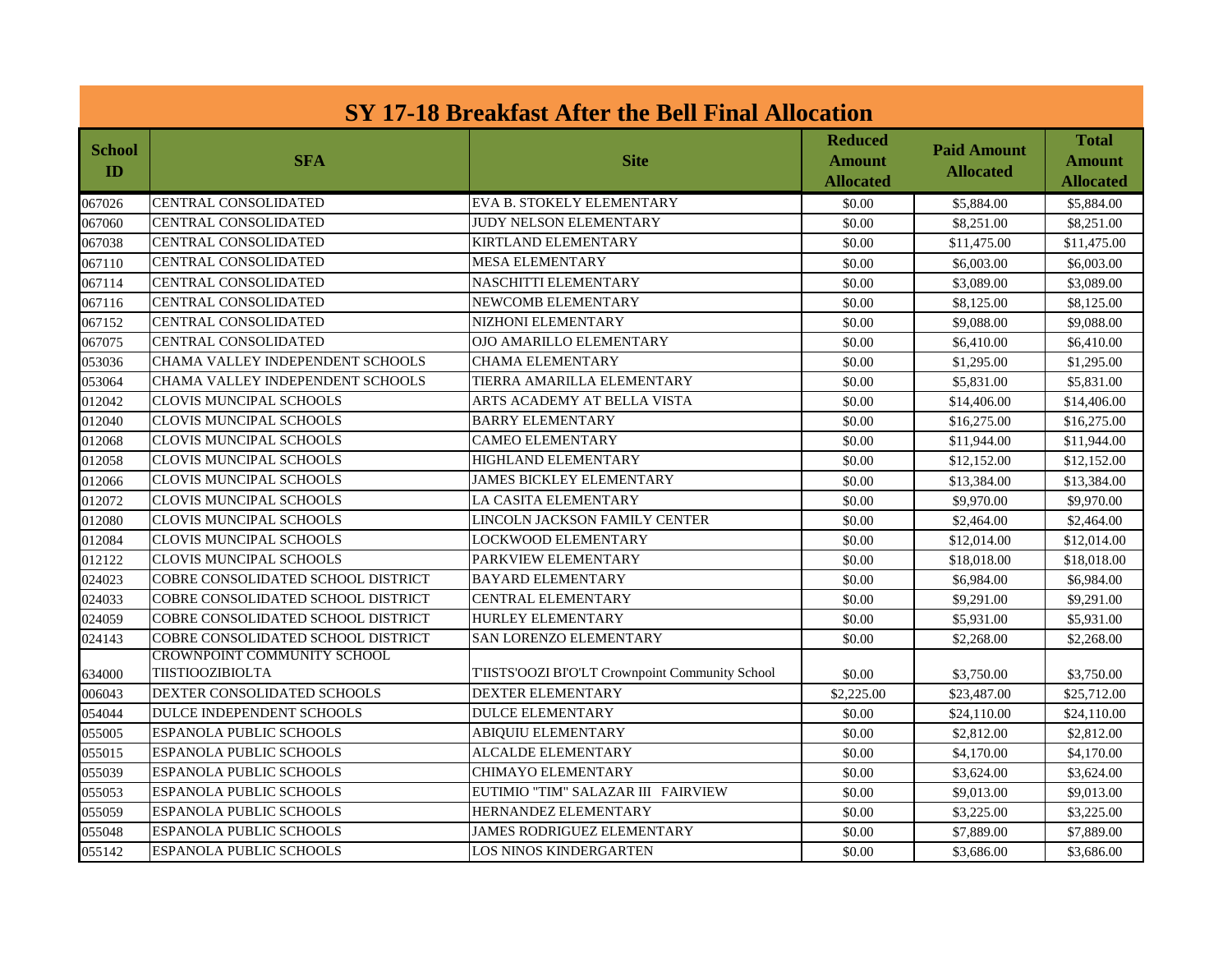| SY 17-18 Breakfast After the Bell Final Allocation | | | | | |
|---|---|---|---|---|---|
| **School ID** | **SFA** | **Site** | **Reduced Amount Allocated** | **Paid Amount Allocated** | **Total Amount Allocated** |
| 067026 | CENTRAL CONSOLIDATED | EVA B. STOKELY ELEMENTARY | $0.00 | $5,884.00 | $5,884.00 |
| 067060 | CENTRAL CONSOLIDATED | JUDY NELSON ELEMENTARY | $0.00 | $8,251.00 | $8,251.00 |
| 067038 | CENTRAL CONSOLIDATED | KIRTLAND ELEMENTARY | $0.00 | $11,475.00 | $11,475.00 |
| 067110 | CENTRAL CONSOLIDATED | MESA ELEMENTARY | $0.00 | $6,003.00 | $6,003.00 |
| 067114 | CENTRAL CONSOLIDATED | NASCHITTI ELEMENTARY | $0.00 | $3,089.00 | $3,089.00 |
| 067116 | CENTRAL CONSOLIDATED | NEWCOMB ELEMENTARY | $0.00 | $8,125.00 | $8,125.00 |
| 067152 | CENTRAL CONSOLIDATED | NIZHONI ELEMENTARY | $0.00 | $9,088.00 | $9,088.00 |
| 067075 | CENTRAL CONSOLIDATED | OJO AMARILLO ELEMENTARY | $0.00 | $6,410.00 | $6,410.00 |
| 053036 | CHAMA VALLEY INDEPENDENT SCHOOLS | CHAMA ELEMENTARY | $0.00 | $1,295.00 | $1,295.00 |
| 053064 | CHAMA VALLEY INDEPENDENT SCHOOLS | TIERRA AMARILLA ELEMENTARY | $0.00 | $5,831.00 | $5,831.00 |
| 012042 | CLOVIS MUNCIPAL SCHOOLS | ARTS ACADEMY AT BELLA VISTA | $0.00 | $14,406.00 | $14,406.00 |
| 012040 | CLOVIS MUNCIPAL SCHOOLS | BARRY ELEMENTARY | $0.00 | $16,275.00 | $16,275.00 |
| 012068 | CLOVIS MUNCIPAL SCHOOLS | CAMEO ELEMENTARY | $0.00 | $11,944.00 | $11,944.00 |
| 012058 | CLOVIS MUNCIPAL SCHOOLS | HIGHLAND ELEMENTARY | $0.00 | $12,152.00 | $12,152.00 |
| 012066 | CLOVIS MUNCIPAL SCHOOLS | JAMES BICKLEY ELEMENTARY | $0.00 | $13,384.00 | $13,384.00 |
| 012072 | CLOVIS MUNCIPAL SCHOOLS | LA CASITA ELEMENTARY | $0.00 | $9,970.00 | $9,970.00 |
| 012080 | CLOVIS MUNCIPAL SCHOOLS | LINCOLN JACKSON FAMILY CENTER | $0.00 | $2,464.00 | $2,464.00 |
| 012084 | CLOVIS MUNCIPAL SCHOOLS | LOCKWOOD ELEMENTARY | $0.00 | $12,014.00 | $12,014.00 |
| 012122 | CLOVIS MUNCIPAL SCHOOLS | PARKVIEW ELEMENTARY | $0.00 | $18,018.00 | $18,018.00 |
| 024023 | COBRE CONSOLIDATED SCHOOL DISTRICT | BAYARD ELEMENTARY | $0.00 | $6,984.00 | $6,984.00 |
| 024033 | COBRE CONSOLIDATED SCHOOL DISTRICT | CENTRAL ELEMENTARY | $0.00 | $9,291.00 | $9,291.00 |
| 024059 | COBRE CONSOLIDATED SCHOOL DISTRICT | HURLEY ELEMENTARY | $0.00 | $5,931.00 | $5,931.00 |
| 024143 | COBRE CONSOLIDATED SCHOOL DISTRICT | SAN LORENZO ELEMENTARY | $0.00 | $2,268.00 | $2,268.00 |
| 634000 | CROWNPOINT COMMUNITY SCHOOL TIISTIOOZIBIOLTA | T'IISTS'OOZI BI'O'LT Crownpoint Community School | $0.00 | $3,750.00 | $3,750.00 |
| 006043 | DEXTER CONSOLIDATED SCHOOLS | DEXTER ELEMENTARY | $2,225.00 | $23,487.00 | $25,712.00 |
| 054044 | DULCE INDEPENDENT SCHOOLS | DULCE ELEMENTARY | $0.00 | $24,110.00 | $24,110.00 |
| 055005 | ESPANOLA PUBLIC SCHOOLS | ABIQUIU ELEMENTARY | $0.00 | $2,812.00 | $2,812.00 |
| 055015 | ESPANOLA PUBLIC SCHOOLS | ALCALDE ELEMENTARY | $0.00 | $4,170.00 | $4,170.00 |
| 055039 | ESPANOLA PUBLIC SCHOOLS | CHIMAYO ELEMENTARY | $0.00 | $3,624.00 | $3,624.00 |
| 055053 | ESPANOLA PUBLIC SCHOOLS | EUTIMIO "TIM" SALAZAR III FAIRVIEW | $0.00 | $9,013.00 | $9,013.00 |
| 055059 | ESPANOLA PUBLIC SCHOOLS | HERNANDEZ ELEMENTARY | $0.00 | $3,225.00 | $3,225.00 |
| 055048 | ESPANOLA PUBLIC SCHOOLS | JAMES RODRIGUEZ ELEMENTARY | $0.00 | $7,889.00 | $7,889.00 |
| 055142 | ESPANOLA PUBLIC SCHOOLS | LOS NINOS KINDERGARTEN | $0.00 | $3,686.00 | $3,686.00 |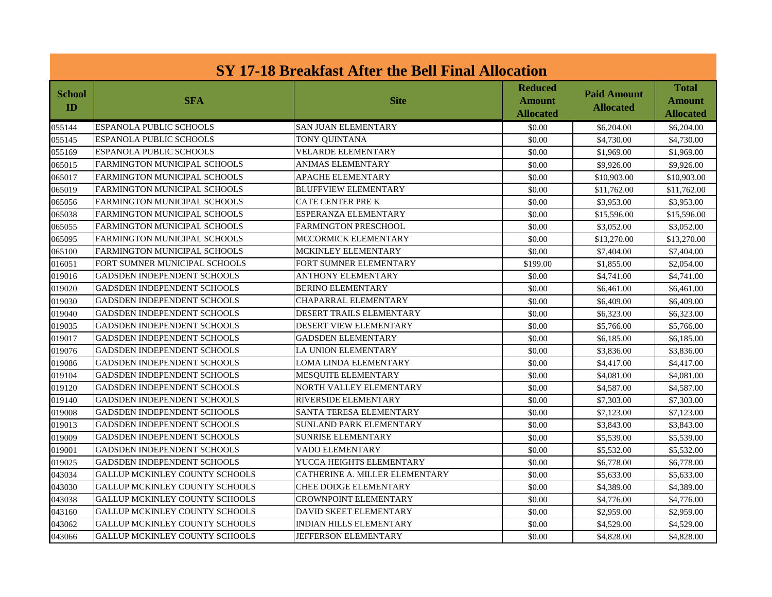## SY 17-18 Breakfast After the Bell Final Allocation

| School ID | SFA | Site | Reduced Amount Allocated | Paid Amount Allocated | Total Amount Allocated |
|---|---|---|---|---|---|
| 055144 | ESPANOLA PUBLIC SCHOOLS | SAN JUAN ELEMENTARY | $0.00 | $6,204.00 | $6,204.00 |
| 055145 | ESPANOLA PUBLIC SCHOOLS | TONY QUINTANA | $0.00 | $4,730.00 | $4,730.00 |
| 055169 | ESPANOLA PUBLIC SCHOOLS | VELARDE ELEMENTARY | $0.00 | $1,969.00 | $1,969.00 |
| 065015 | FARMINGTON MUNICIPAL SCHOOLS | ANIMAS ELEMENTARY | $0.00 | $9,926.00 | $9,926.00 |
| 065017 | FARMINGTON MUNICIPAL SCHOOLS | APACHE ELEMENTARY | $0.00 | $10,903.00 | $10,903.00 |
| 065019 | FARMINGTON MUNICIPAL SCHOOLS | BLUFFVIEW ELEMENTARY | $0.00 | $11,762.00 | $11,762.00 |
| 065056 | FARMINGTON MUNICIPAL SCHOOLS | CATE CENTER PRE K | $0.00 | $3,953.00 | $3,953.00 |
| 065038 | FARMINGTON MUNICIPAL SCHOOLS | ESPERANZA ELEMENTARY | $0.00 | $15,596.00 | $15,596.00 |
| 065055 | FARMINGTON MUNICIPAL SCHOOLS | FARMINGTON PRESCHOOL | $0.00 | $3,052.00 | $3,052.00 |
| 065095 | FARMINGTON MUNICIPAL SCHOOLS | MCCORMICK ELEMENTARY | $0.00 | $13,270.00 | $13,270.00 |
| 065100 | FARMINGTON MUNICIPAL SCHOOLS | MCKINLEY ELEMENTARY | $0.00 | $7,404.00 | $7,404.00 |
| 016051 | FORT SUMNER MUNICIPAL SCHOOLS | FORT SUMNER ELEMENTARY | $199.00 | $1,855.00 | $2,054.00 |
| 019016 | GADSDEN INDEPENDENT SCHOOLS | ANTHONY ELEMENTARY | $0.00 | $4,741.00 | $4,741.00 |
| 019020 | GADSDEN INDEPENDENT SCHOOLS | BERINO ELEMENTARY | $0.00 | $6,461.00 | $6,461.00 |
| 019030 | GADSDEN INDEPENDENT SCHOOLS | CHAPARRAL ELEMENTARY | $0.00 | $6,409.00 | $6,409.00 |
| 019040 | GADSDEN INDEPENDENT SCHOOLS | DESERT TRAILS ELEMENTARY | $0.00 | $6,323.00 | $6,323.00 |
| 019035 | GADSDEN INDEPENDENT SCHOOLS | DESERT VIEW ELEMENTARY | $0.00 | $5,766.00 | $5,766.00 |
| 019017 | GADSDEN INDEPENDENT SCHOOLS | GADSDEN ELEMENTARY | $0.00 | $6,185.00 | $6,185.00 |
| 019076 | GADSDEN INDEPENDENT SCHOOLS | LA UNION ELEMENTARY | $0.00 | $3,836.00 | $3,836.00 |
| 019086 | GADSDEN INDEPENDENT SCHOOLS | LOMA LINDA ELEMENTARY | $0.00 | $4,417.00 | $4,417.00 |
| 019104 | GADSDEN INDEPENDENT SCHOOLS | MESQUITE ELEMENTARY | $0.00 | $4,081.00 | $4,081.00 |
| 019120 | GADSDEN INDEPENDENT SCHOOLS | NORTH VALLEY ELEMENTARY | $0.00 | $4,587.00 | $4,587.00 |
| 019140 | GADSDEN INDEPENDENT SCHOOLS | RIVERSIDE ELEMENTARY | $0.00 | $7,303.00 | $7,303.00 |
| 019008 | GADSDEN INDEPENDENT SCHOOLS | SANTA TERESA ELEMENTARY | $0.00 | $7,123.00 | $7,123.00 |
| 019013 | GADSDEN INDEPENDENT SCHOOLS | SUNLAND PARK ELEMENTARY | $0.00 | $3,843.00 | $3,843.00 |
| 019009 | GADSDEN INDEPENDENT SCHOOLS | SUNRISE ELEMENTARY | $0.00 | $5,539.00 | $5,539.00 |
| 019001 | GADSDEN INDEPENDENT SCHOOLS | VADO ELEMENTARY | $0.00 | $5,532.00 | $5,532.00 |
| 019025 | GADSDEN INDEPENDENT SCHOOLS | YUCCA HEIGHTS ELEMENTARY | $0.00 | $6,778.00 | $6,778.00 |
| 043034 | GALLUP MCKINLEY COUNTY SCHOOLS | CATHERINE A. MILLER ELEMENTARY | $0.00 | $5,633.00 | $5,633.00 |
| 043030 | GALLUP MCKINLEY COUNTY SCHOOLS | CHEE DODGE ELEMENTARY | $0.00 | $4,389.00 | $4,389.00 |
| 043038 | GALLUP MCKINLEY COUNTY SCHOOLS | CROWNPOINT ELEMENTARY | $0.00 | $4,776.00 | $4,776.00 |
| 043160 | GALLUP MCKINLEY COUNTY SCHOOLS | DAVID SKEET ELEMENTARY | $0.00 | $2,959.00 | $2,959.00 |
| 043062 | GALLUP MCKINLEY COUNTY SCHOOLS | INDIAN HILLS ELEMENTARY | $0.00 | $4,529.00 | $4,529.00 |
| 043066 | GALLUP MCKINLEY COUNTY SCHOOLS | JEFFERSON ELEMENTARY | $0.00 | $4,828.00 | $4,828.00 |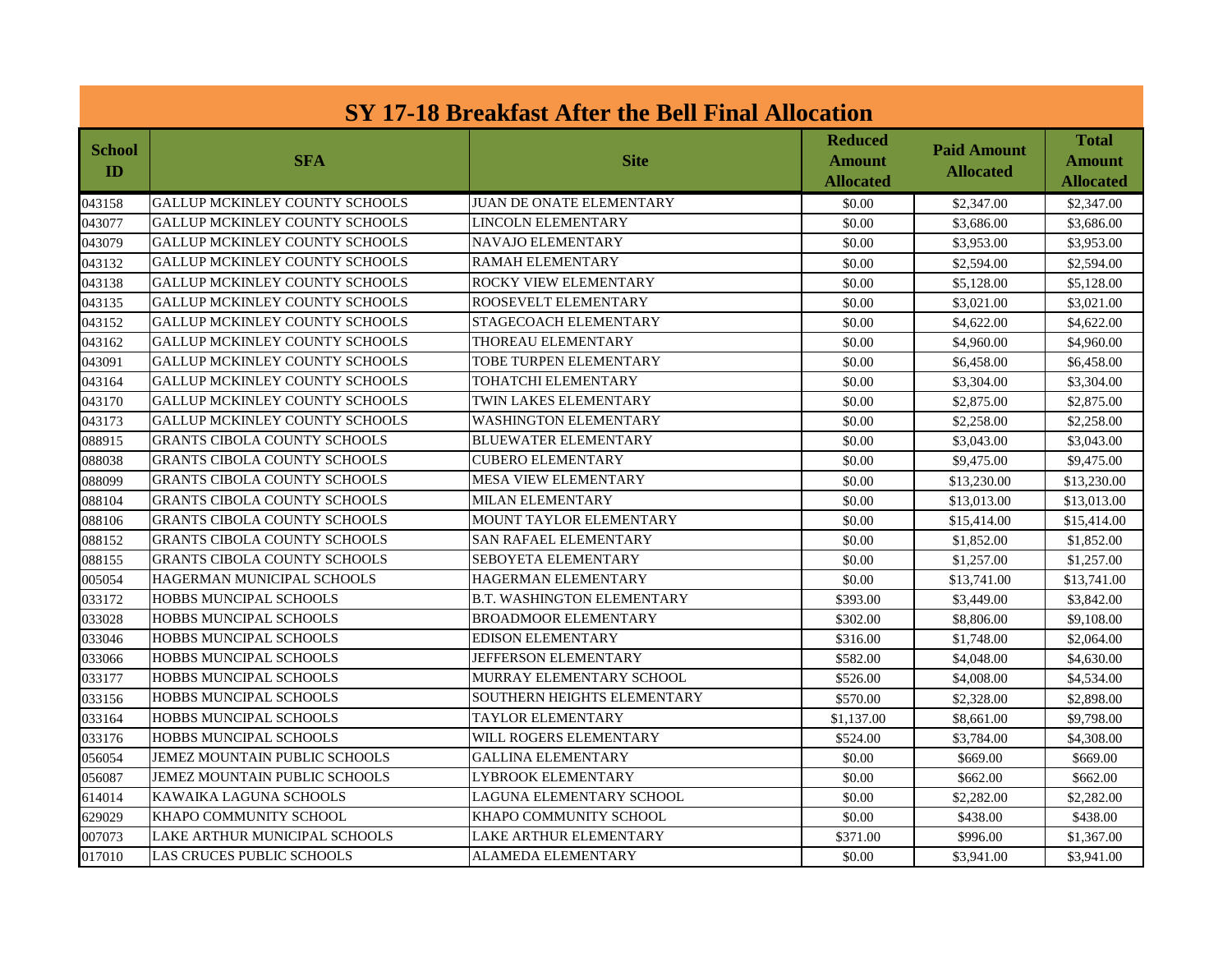# SY 17-18 Breakfast After the Bell Final Allocation

| School ID | SFA | Site | Reduced Amount Allocated | Paid Amount Allocated | Total Amount Allocated |
|---|---|---|---|---|---|
| 043158 | GALLUP MCKINLEY COUNTY SCHOOLS | JUAN DE ONATE ELEMENTARY | $0.00 | $2,347.00 | $2,347.00 |
| 043077 | GALLUP MCKINLEY COUNTY SCHOOLS | LINCOLN ELEMENTARY | $0.00 | $3,686.00 | $3,686.00 |
| 043079 | GALLUP MCKINLEY COUNTY SCHOOLS | NAVAJO ELEMENTARY | $0.00 | $3,953.00 | $3,953.00 |
| 043132 | GALLUP MCKINLEY COUNTY SCHOOLS | RAMAH ELEMENTARY | $0.00 | $2,594.00 | $2,594.00 |
| 043138 | GALLUP MCKINLEY COUNTY SCHOOLS | ROCKY VIEW ELEMENTARY | $0.00 | $5,128.00 | $5,128.00 |
| 043135 | GALLUP MCKINLEY COUNTY SCHOOLS | ROOSEVELT ELEMENTARY | $0.00 | $3,021.00 | $3,021.00 |
| 043152 | GALLUP MCKINLEY COUNTY SCHOOLS | STAGECOACH ELEMENTARY | $0.00 | $4,622.00 | $4,622.00 |
| 043162 | GALLUP MCKINLEY COUNTY SCHOOLS | THOREAU ELEMENTARY | $0.00 | $4,960.00 | $4,960.00 |
| 043091 | GALLUP MCKINLEY COUNTY SCHOOLS | TOBE TURPEN ELEMENTARY | $0.00 | $6,458.00 | $6,458.00 |
| 043164 | GALLUP MCKINLEY COUNTY SCHOOLS | TOHATCHI ELEMENTARY | $0.00 | $3,304.00 | $3,304.00 |
| 043170 | GALLUP MCKINLEY COUNTY SCHOOLS | TWIN LAKES ELEMENTARY | $0.00 | $2,875.00 | $2,875.00 |
| 043173 | GALLUP MCKINLEY COUNTY SCHOOLS | WASHINGTON ELEMENTARY | $0.00 | $2,258.00 | $2,258.00 |
| 088915 | GRANTS CIBOLA COUNTY SCHOOLS | BLUEWATER ELEMENTARY | $0.00 | $3,043.00 | $3,043.00 |
| 088038 | GRANTS CIBOLA COUNTY SCHOOLS | CUBERO ELEMENTARY | $0.00 | $9,475.00 | $9,475.00 |
| 088099 | GRANTS CIBOLA COUNTY SCHOOLS | MESA VIEW ELEMENTARY | $0.00 | $13,230.00 | $13,230.00 |
| 088104 | GRANTS CIBOLA COUNTY SCHOOLS | MILAN ELEMENTARY | $0.00 | $13,013.00 | $13,013.00 |
| 088106 | GRANTS CIBOLA COUNTY SCHOOLS | MOUNT TAYLOR ELEMENTARY | $0.00 | $15,414.00 | $15,414.00 |
| 088152 | GRANTS CIBOLA COUNTY SCHOOLS | SAN RAFAEL ELEMENTARY | $0.00 | $1,852.00 | $1,852.00 |
| 088155 | GRANTS CIBOLA COUNTY SCHOOLS | SEBOYETA ELEMENTARY | $0.00 | $1,257.00 | $1,257.00 |
| 005054 | HAGERMAN MUNICIPAL SCHOOLS | HAGERMAN ELEMENTARY | $0.00 | $13,741.00 | $13,741.00 |
| 033172 | HOBBS MUNCIPAL SCHOOLS | B.T. WASHINGTON ELEMENTARY | $393.00 | $3,449.00 | $3,842.00 |
| 033028 | HOBBS MUNCIPAL SCHOOLS | BROADMOOR ELEMENTARY | $302.00 | $8,806.00 | $9,108.00 |
| 033046 | HOBBS MUNCIPAL SCHOOLS | EDISON ELEMENTARY | $316.00 | $1,748.00 | $2,064.00 |
| 033066 | HOBBS MUNCIPAL SCHOOLS | JEFFERSON ELEMENTARY | $582.00 | $4,048.00 | $4,630.00 |
| 033177 | HOBBS MUNCIPAL SCHOOLS | MURRAY ELEMENTARY SCHOOL | $526.00 | $4,008.00 | $4,534.00 |
| 033156 | HOBBS MUNCIPAL SCHOOLS | SOUTHERN HEIGHTS ELEMENTARY | $570.00 | $2,328.00 | $2,898.00 |
| 033164 | HOBBS MUNCIPAL SCHOOLS | TAYLOR ELEMENTARY | $1,137.00 | $8,661.00 | $9,798.00 |
| 033176 | HOBBS MUNCIPAL SCHOOLS | WILL ROGERS ELEMENTARY | $524.00 | $3,784.00 | $4,308.00 |
| 056054 | JEMEZ MOUNTAIN PUBLIC SCHOOLS | GALLINA ELEMENTARY | $0.00 | $669.00 | $669.00 |
| 056087 | JEMEZ MOUNTAIN PUBLIC SCHOOLS | LYBROOK ELEMENTARY | $0.00 | $662.00 | $662.00 |
| 614014 | KAWAIKA LAGUNA SCHOOLS | LAGUNA ELEMENTARY SCHOOL | $0.00 | $2,282.00 | $2,282.00 |
| 629029 | KHAPO COMMUNITY SCHOOL | KHAPO COMMUNITY SCHOOL | $0.00 | $438.00 | $438.00 |
| 007073 | LAKE ARTHUR MUNICIPAL SCHOOLS | LAKE ARTHUR ELEMENTARY | $371.00 | $996.00 | $1,367.00 |
| 017010 | LAS CRUCES PUBLIC SCHOOLS | ALAMEDA ELEMENTARY | $0.00 | $3,941.00 | $3,941.00 |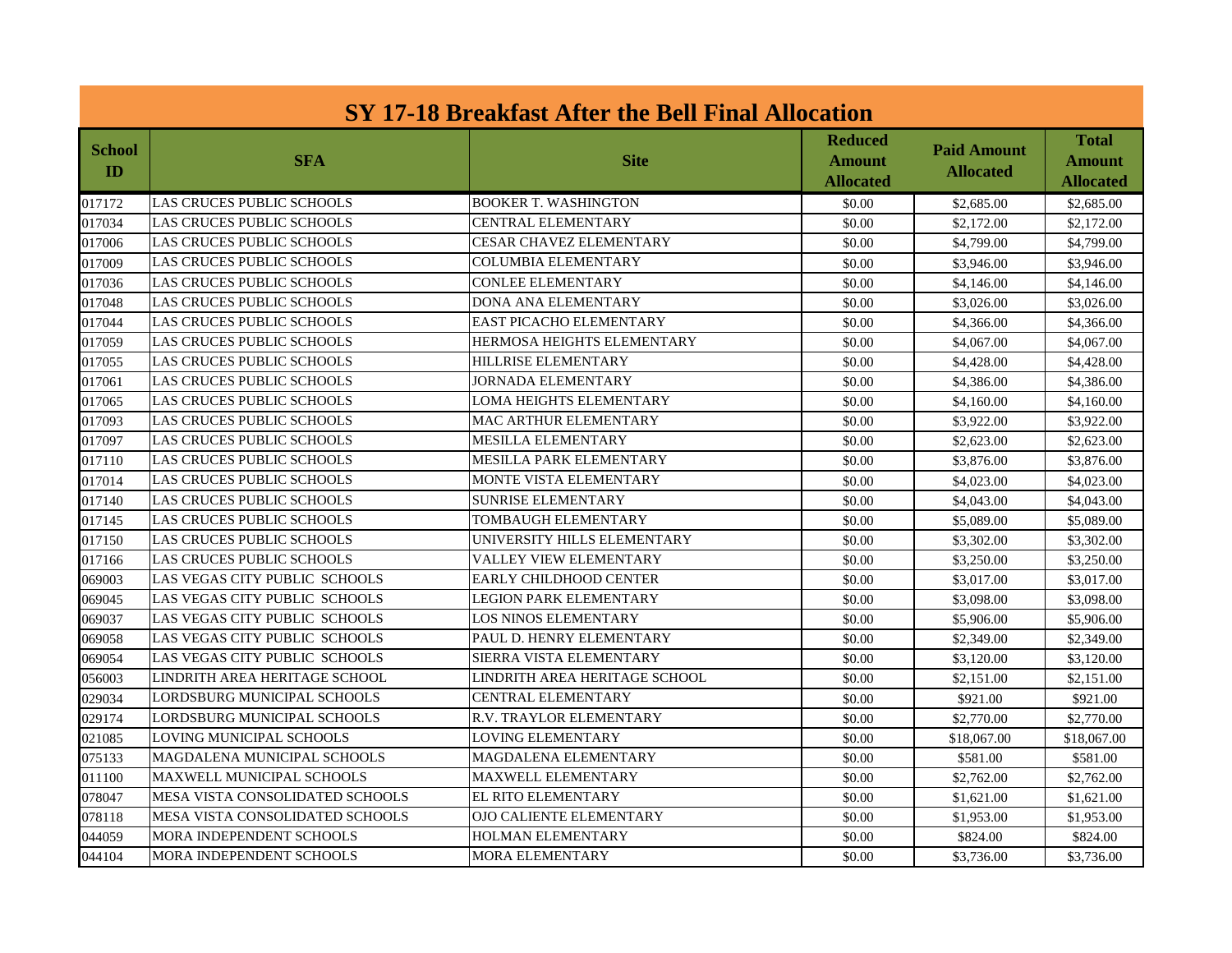## SY 17-18 Breakfast After the Bell Final Allocation

| School ID | SFA | Site | Reduced Amount Allocated | Paid Amount Allocated | Total Amount Allocated |
|---|---|---|---|---|---|
| 017172 | LAS CRUCES PUBLIC SCHOOLS | BOOKER T. WASHINGTON | $0.00 | $2,685.00 | $2,685.00 |
| 017034 | LAS CRUCES PUBLIC SCHOOLS | CENTRAL ELEMENTARY | $0.00 | $2,172.00 | $2,172.00 |
| 017006 | LAS CRUCES PUBLIC SCHOOLS | CESAR CHAVEZ ELEMENTARY | $0.00 | $4,799.00 | $4,799.00 |
| 017009 | LAS CRUCES PUBLIC SCHOOLS | COLUMBIA ELEMENTARY | $0.00 | $3,946.00 | $3,946.00 |
| 017036 | LAS CRUCES PUBLIC SCHOOLS | CONLEE ELEMENTARY | $0.00 | $4,146.00 | $4,146.00 |
| 017048 | LAS CRUCES PUBLIC SCHOOLS | DONA ANA ELEMENTARY | $0.00 | $3,026.00 | $3,026.00 |
| 017044 | LAS CRUCES PUBLIC SCHOOLS | EAST PICACHO ELEMENTARY | $0.00 | $4,366.00 | $4,366.00 |
| 017059 | LAS CRUCES PUBLIC SCHOOLS | HERMOSA HEIGHTS ELEMENTARY | $0.00 | $4,067.00 | $4,067.00 |
| 017055 | LAS CRUCES PUBLIC SCHOOLS | HILLRISE ELEMENTARY | $0.00 | $4,428.00 | $4,428.00 |
| 017061 | LAS CRUCES PUBLIC SCHOOLS | JORNADA ELEMENTARY | $0.00 | $4,386.00 | $4,386.00 |
| 017065 | LAS CRUCES PUBLIC SCHOOLS | LOMA HEIGHTS ELEMENTARY | $0.00 | $4,160.00 | $4,160.00 |
| 017093 | LAS CRUCES PUBLIC SCHOOLS | MAC ARTHUR ELEMENTARY | $0.00 | $3,922.00 | $3,922.00 |
| 017097 | LAS CRUCES PUBLIC SCHOOLS | MESILLA ELEMENTARY | $0.00 | $2,623.00 | $2,623.00 |
| 017110 | LAS CRUCES PUBLIC SCHOOLS | MESILLA PARK ELEMENTARY | $0.00 | $3,876.00 | $3,876.00 |
| 017014 | LAS CRUCES PUBLIC SCHOOLS | MONTE VISTA ELEMENTARY | $0.00 | $4,023.00 | $4,023.00 |
| 017140 | LAS CRUCES PUBLIC SCHOOLS | SUNRISE ELEMENTARY | $0.00 | $4,043.00 | $4,043.00 |
| 017145 | LAS CRUCES PUBLIC SCHOOLS | TOMBAUGH ELEMENTARY | $0.00 | $5,089.00 | $5,089.00 |
| 017150 | LAS CRUCES PUBLIC SCHOOLS | UNIVERSITY HILLS ELEMENTARY | $0.00 | $3,302.00 | $3,302.00 |
| 017166 | LAS CRUCES PUBLIC SCHOOLS | VALLEY VIEW ELEMENTARY | $0.00 | $3,250.00 | $3,250.00 |
| 069003 | LAS VEGAS CITY PUBLIC SCHOOLS | EARLY CHILDHOOD CENTER | $0.00 | $3,017.00 | $3,017.00 |
| 069045 | LAS VEGAS CITY PUBLIC SCHOOLS | LEGION PARK ELEMENTARY | $0.00 | $3,098.00 | $3,098.00 |
| 069037 | LAS VEGAS CITY PUBLIC SCHOOLS | LOS NINOS ELEMENTARY | $0.00 | $5,906.00 | $5,906.00 |
| 069058 | LAS VEGAS CITY PUBLIC SCHOOLS | PAUL D. HENRY ELEMENTARY | $0.00 | $2,349.00 | $2,349.00 |
| 069054 | LAS VEGAS CITY PUBLIC SCHOOLS | SIERRA VISTA ELEMENTARY | $0.00 | $3,120.00 | $3,120.00 |
| 056003 | LINDRITH AREA HERITAGE SCHOOL | LINDRITH AREA HERITAGE SCHOOL | $0.00 | $2,151.00 | $2,151.00 |
| 029034 | LORDSBURG MUNICIPAL SCHOOLS | CENTRAL ELEMENTARY | $0.00 | $921.00 | $921.00 |
| 029174 | LORDSBURG MUNICIPAL SCHOOLS | R.V. TRAYLOR ELEMENTARY | $0.00 | $2,770.00 | $2,770.00 |
| 021085 | LOVING MUNICIPAL SCHOOLS | LOVING ELEMENTARY | $0.00 | $18,067.00 | $18,067.00 |
| 075133 | MAGDALENA MUNICIPAL SCHOOLS | MAGDALENA ELEMENTARY | $0.00 | $581.00 | $581.00 |
| 011100 | MAXWELL MUNICIPAL SCHOOLS | MAXWELL ELEMENTARY | $0.00 | $2,762.00 | $2,762.00 |
| 078047 | MESA VISTA CONSOLIDATED SCHOOLS | EL RITO ELEMENTARY | $0.00 | $1,621.00 | $1,621.00 |
| 078118 | MESA VISTA CONSOLIDATED SCHOOLS | OJO CALIENTE ELEMENTARY | $0.00 | $1,953.00 | $1,953.00 |
| 044059 | MORA INDEPENDENT SCHOOLS | HOLMAN ELEMENTARY | $0.00 | $824.00 | $824.00 |
| 044104 | MORA INDEPENDENT SCHOOLS | MORA ELEMENTARY | $0.00 | $3,736.00 | $3,736.00 |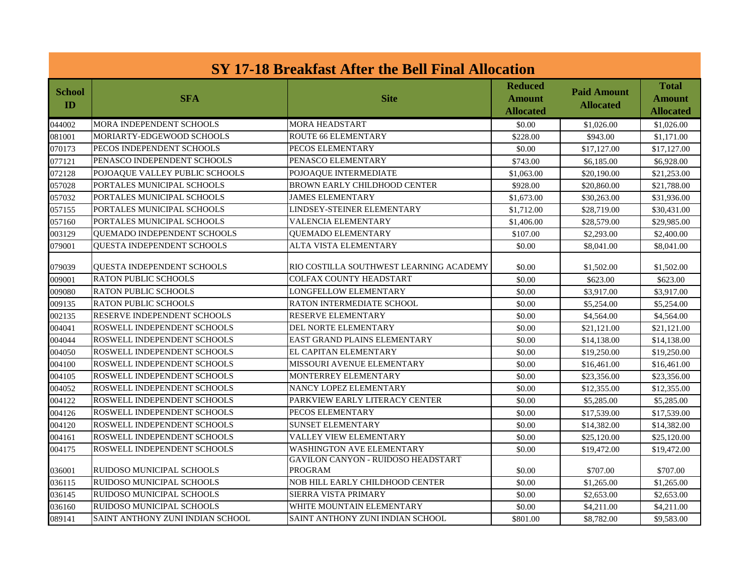## SY 17-18 Breakfast After the Bell Final Allocation

| School ID | SFA | Site | Reduced Amount Allocated | Paid Amount Allocated | Total Amount Allocated |
|---|---|---|---|---|---|
| 044002 | MORA INDEPENDENT SCHOOLS | MORA HEADSTART | $0.00 | $1,026.00 | $1,026.00 |
| 081001 | MORIARTY-EDGEWOOD SCHOOLS | ROUTE 66 ELEMENTARY | $228.00 | $943.00 | $1,171.00 |
| 070173 | PECOS INDEPENDENT SCHOOLS | PECOS ELEMENTARY | $0.00 | $17,127.00 | $17,127.00 |
| 077121 | PENASCO INDEPENDENT SCHOOLS | PENASCO ELEMENTARY | $743.00 | $6,185.00 | $6,928.00 |
| 072128 | POJOAQUE VALLEY PUBLIC SCHOOLS | POJOAQUE INTERMEDIATE | $1,063.00 | $20,190.00 | $21,253.00 |
| 057028 | PORTALES MUNICIPAL SCHOOLS | BROWN EARLY CHILDHOOD CENTER | $928.00 | $20,860.00 | $21,788.00 |
| 057032 | PORTALES MUNICIPAL SCHOOLS | JAMES ELEMENTARY | $1,673.00 | $30,263.00 | $31,936.00 |
| 057155 | PORTALES MUNICIPAL SCHOOLS | LINDSEY-STEINER ELEMENTARY | $1,712.00 | $28,719.00 | $30,431.00 |
| 057160 | PORTALES MUNICIPAL SCHOOLS | VALENCIA ELEMENTARY | $1,406.00 | $28,579.00 | $29,985.00 |
| 003129 | QUEMADO INDEPENDENT SCHOOLS | QUEMADO ELEMENTARY | $107.00 | $2,293.00 | $2,400.00 |
| 079001 | QUESTA INDEPENDENT SCHOOLS | ALTA VISTA ELEMENTARY | $0.00 | $8,041.00 | $8,041.00 |
| 079039 | QUESTA INDEPENDENT SCHOOLS | RIO COSTILLA SOUTHWEST LEARNING ACADEMY | $0.00 | $1,502.00 | $1,502.00 |
| 009001 | RATON PUBLIC SCHOOLS | COLFAX COUNTY HEADSTART | $0.00 | $623.00 | $623.00 |
| 009080 | RATON PUBLIC SCHOOLS | LONGFELLOW ELEMENTARY | $0.00 | $3,917.00 | $3,917.00 |
| 009135 | RATON PUBLIC SCHOOLS | RATON INTERMEDIATE SCHOOL | $0.00 | $5,254.00 | $5,254.00 |
| 002135 | RESERVE INDEPENDENT SCHOOLS | RESERVE ELEMENTARY | $0.00 | $4,564.00 | $4,564.00 |
| 004041 | ROSWELL INDEPENDENT SCHOOLS | DEL NORTE ELEMENTARY | $0.00 | $21,121.00 | $21,121.00 |
| 004044 | ROSWELL INDEPENDENT SCHOOLS | EAST GRAND PLAINS ELEMENTARY | $0.00 | $14,138.00 | $14,138.00 |
| 004050 | ROSWELL INDEPENDENT SCHOOLS | EL CAPITAN ELEMENTARY | $0.00 | $19,250.00 | $19,250.00 |
| 004100 | ROSWELL INDEPENDENT SCHOOLS | MISSOURI AVENUE ELEMENTARY | $0.00 | $16,461.00 | $16,461.00 |
| 004105 | ROSWELL INDEPENDENT SCHOOLS | MONTERREY ELEMENTARY | $0.00 | $23,356.00 | $23,356.00 |
| 004052 | ROSWELL INDEPENDENT SCHOOLS | NANCY LOPEZ ELEMENTARY | $0.00 | $12,355.00 | $12,355.00 |
| 004122 | ROSWELL INDEPENDENT SCHOOLS | PARKVIEW EARLY LITERACY CENTER | $0.00 | $5,285.00 | $5,285.00 |
| 004126 | ROSWELL INDEPENDENT SCHOOLS | PECOS ELEMENTARY | $0.00 | $17,539.00 | $17,539.00 |
| 004120 | ROSWELL INDEPENDENT SCHOOLS | SUNSET ELEMENTARY | $0.00 | $14,382.00 | $14,382.00 |
| 004161 | ROSWELL INDEPENDENT SCHOOLS | VALLEY VIEW ELEMENTARY | $0.00 | $25,120.00 | $25,120.00 |
| 004175 | ROSWELL INDEPENDENT SCHOOLS | WASHINGTON AVE ELEMENTARY | $0.00 | $19,472.00 | $19,472.00 |
| 036001 | RUIDOSO MUNICIPAL SCHOOLS | GAVILON CANYON - RUIDOSO HEADSTART PROGRAM | $0.00 | $707.00 | $707.00 |
| 036115 | RUIDOSO MUNICIPAL SCHOOLS | NOB HILL EARLY CHILDHOOD CENTER | $0.00 | $1,265.00 | $1,265.00 |
| 036145 | RUIDOSO MUNICIPAL SCHOOLS | SIERRA VISTA PRIMARY | $0.00 | $2,653.00 | $2,653.00 |
| 036160 | RUIDOSO MUNICIPAL SCHOOLS | WHITE MOUNTAIN ELEMENTARY | $0.00 | $4,211.00 | $4,211.00 |
| 089141 | SAINT ANTHONY ZUNI INDIAN SCHOOL | SAINT ANTHONY ZUNI INDIAN SCHOOL | $801.00 | $8,782.00 | $9,583.00 |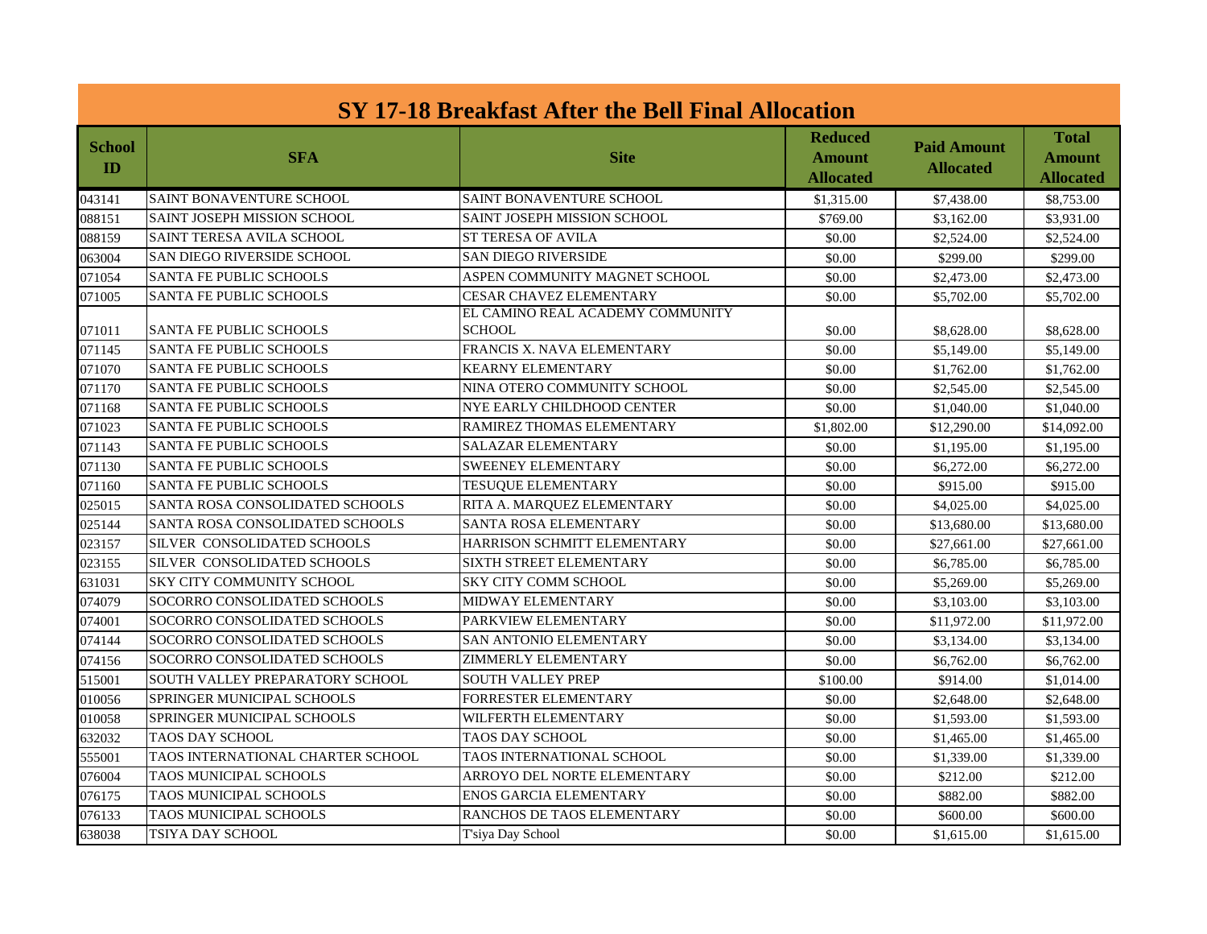# SY 17-18 Breakfast After the Bell Final Allocation

| School ID | SFA | Site | Reduced Amount Allocated | Paid Amount Allocated | Total Amount Allocated |
|---|---|---|---|---|---|
| 043141 | SAINT BONAVENTURE SCHOOL | SAINT BONAVENTURE SCHOOL | $1,315.00 | $7,438.00 | $8,753.00 |
| 088151 | SAINT JOSEPH MISSION SCHOOL | SAINT JOSEPH MISSION SCHOOL | $769.00 | $3,162.00 | $3,931.00 |
| 088159 | SAINT TERESA AVILA SCHOOL | ST TERESA OF AVILA | $0.00 | $2,524.00 | $2,524.00 |
| 063004 | SAN DIEGO RIVERSIDE SCHOOL | SAN DIEGO RIVERSIDE | $0.00 | $299.00 | $299.00 |
| 071054 | SANTA FE PUBLIC SCHOOLS | ASPEN COMMUNITY MAGNET SCHOOL | $0.00 | $2,473.00 | $2,473.00 |
| 071005 | SANTA FE PUBLIC SCHOOLS | CESAR CHAVEZ ELEMENTARY | $0.00 | $5,702.00 | $5,702.00 |
| 071011 | SANTA FE PUBLIC SCHOOLS | EL CAMINO REAL ACADEMY COMMUNITY SCHOOL | $0.00 | $8,628.00 | $8,628.00 |
| 071145 | SANTA FE PUBLIC SCHOOLS | FRANCIS X. NAVA ELEMENTARY | $0.00 | $5,149.00 | $5,149.00 |
| 071070 | SANTA FE PUBLIC SCHOOLS | KEARNY ELEMENTARY | $0.00 | $1,762.00 | $1,762.00 |
| 071170 | SANTA FE PUBLIC SCHOOLS | NINA OTERO COMMUNITY SCHOOL | $0.00 | $2,545.00 | $2,545.00 |
| 071168 | SANTA FE PUBLIC SCHOOLS | NYE EARLY CHILDHOOD CENTER | $0.00 | $1,040.00 | $1,040.00 |
| 071023 | SANTA FE PUBLIC SCHOOLS | RAMIREZ THOMAS ELEMENTARY | $1,802.00 | $12,290.00 | $14,092.00 |
| 071143 | SANTA FE PUBLIC SCHOOLS | SALAZAR ELEMENTARY | $0.00 | $1,195.00 | $1,195.00 |
| 071130 | SANTA FE PUBLIC SCHOOLS | SWEENEY ELEMENTARY | $0.00 | $6,272.00 | $6,272.00 |
| 071160 | SANTA FE PUBLIC SCHOOLS | TESUQUE ELEMENTARY | $0.00 | $915.00 | $915.00 |
| 025015 | SANTA ROSA CONSOLIDATED SCHOOLS | RITA A. MARQUEZ ELEMENTARY | $0.00 | $4,025.00 | $4,025.00 |
| 025144 | SANTA ROSA CONSOLIDATED SCHOOLS | SANTA ROSA ELEMENTARY | $0.00 | $13,680.00 | $13,680.00 |
| 023157 | SILVER CONSOLIDATED SCHOOLS | HARRISON SCHMITT ELEMENTARY | $0.00 | $27,661.00 | $27,661.00 |
| 023155 | SILVER CONSOLIDATED SCHOOLS | SIXTH STREET ELEMENTARY | $0.00 | $6,785.00 | $6,785.00 |
| 631031 | SKY CITY COMMUNITY SCHOOL | SKY CITY COMM SCHOOL | $0.00 | $5,269.00 | $5,269.00 |
| 074079 | SOCORRO CONSOLIDATED SCHOOLS | MIDWAY ELEMENTARY | $0.00 | $3,103.00 | $3,103.00 |
| 074001 | SOCORRO CONSOLIDATED SCHOOLS | PARKVIEW ELEMENTARY | $0.00 | $11,972.00 | $11,972.00 |
| 074144 | SOCORRO CONSOLIDATED SCHOOLS | SAN ANTONIO ELEMENTARY | $0.00 | $3,134.00 | $3,134.00 |
| 074156 | SOCORRO CONSOLIDATED SCHOOLS | ZIMMERLY ELEMENTARY | $0.00 | $6,762.00 | $6,762.00 |
| 515001 | SOUTH VALLEY PREPARATORY SCHOOL | SOUTH VALLEY PREP | $100.00 | $914.00 | $1,014.00 |
| 010056 | SPRINGER MUNICIPAL SCHOOLS | FORRESTER ELEMENTARY | $0.00 | $2,648.00 | $2,648.00 |
| 010058 | SPRINGER MUNICIPAL SCHOOLS | WILFERTH ELEMENTARY | $0.00 | $1,593.00 | $1,593.00 |
| 632032 | TAOS DAY SCHOOL | TAOS DAY SCHOOL | $0.00 | $1,465.00 | $1,465.00 |
| 555001 | TAOS INTERNATIONAL CHARTER SCHOOL | TAOS INTERNATIONAL SCHOOL | $0.00 | $1,339.00 | $1,339.00 |
| 076004 | TAOS MUNICIPAL SCHOOLS | ARROYO DEL NORTE ELEMENTARY | $0.00 | $212.00 | $212.00 |
| 076175 | TAOS MUNICIPAL SCHOOLS | ENOS GARCIA ELEMENTARY | $0.00 | $882.00 | $882.00 |
| 076133 | TAOS MUNICIPAL SCHOOLS | RANCHOS DE TAOS ELEMENTARY | $0.00 | $600.00 | $600.00 |
| 638038 | TSIYA DAY SCHOOL | T'siya Day School | $0.00 | $1,615.00 | $1,615.00 |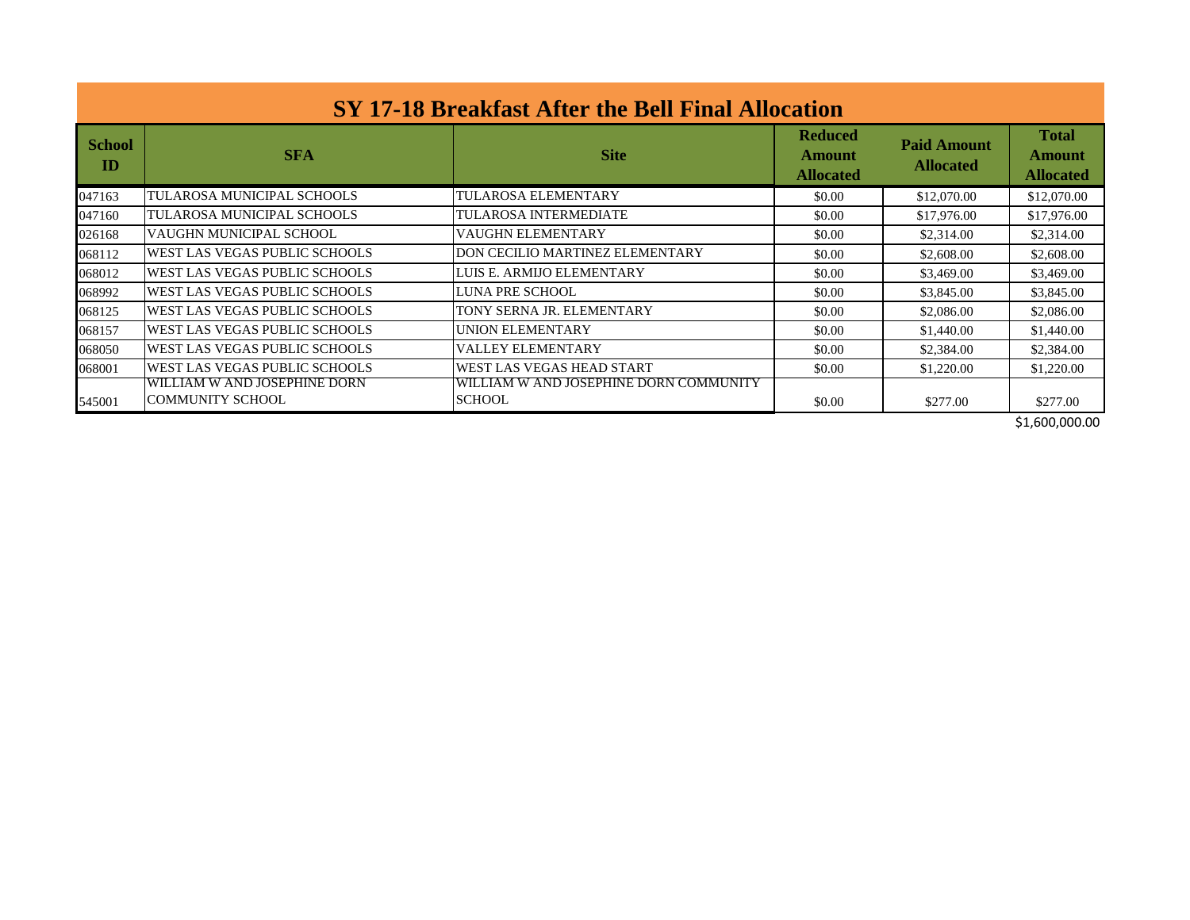# SY 17-18 Breakfast After the Bell Final Allocation

| School ID | SFA | Site | Reduced Amount Allocated | Paid Amount Allocated | Total Amount Allocated |
|---|---|---|---|---|---|
| 047163 | TULAROSA MUNICIPAL SCHOOLS | TULAROSA ELEMENTARY | $0.00 | $12,070.00 | $12,070.00 |
| 047160 | TULAROSA MUNICIPAL SCHOOLS | TULAROSA INTERMEDIATE | $0.00 | $17,976.00 | $17,976.00 |
| 026168 | VAUGHN MUNICIPAL SCHOOL | VAUGHN ELEMENTARY | $0.00 | $2,314.00 | $2,314.00 |
| 068112 | WEST LAS VEGAS PUBLIC SCHOOLS | DON CECILIO MARTINEZ ELEMENTARY | $0.00 | $2,608.00 | $2,608.00 |
| 068012 | WEST LAS VEGAS PUBLIC SCHOOLS | LUIS E. ARMIJO ELEMENTARY | $0.00 | $3,469.00 | $3,469.00 |
| 068992 | WEST LAS VEGAS PUBLIC SCHOOLS | LUNA PRE SCHOOL | $0.00 | $3,845.00 | $3,845.00 |
| 068125 | WEST LAS VEGAS PUBLIC SCHOOLS | TONY SERNA JR. ELEMENTARY | $0.00 | $2,086.00 | $2,086.00 |
| 068157 | WEST LAS VEGAS PUBLIC SCHOOLS | UNION ELEMENTARY | $0.00 | $1,440.00 | $1,440.00 |
| 068050 | WEST LAS VEGAS PUBLIC SCHOOLS | VALLEY ELEMENTARY | $0.00 | $2,384.00 | $2,384.00 |
| 068001 | WEST LAS VEGAS PUBLIC SCHOOLS | WEST LAS VEGAS HEAD START | $0.00 | $1,220.00 | $1,220.00 |
| 545001 | WILLIAM W AND JOSEPHINE DORN COMMUNITY SCHOOL | WILLIAM W AND JOSEPHINE DORN COMMUNITY SCHOOL | $0.00 | $277.00 | $277.00 |
| | | | | | $1,600,000.00 |